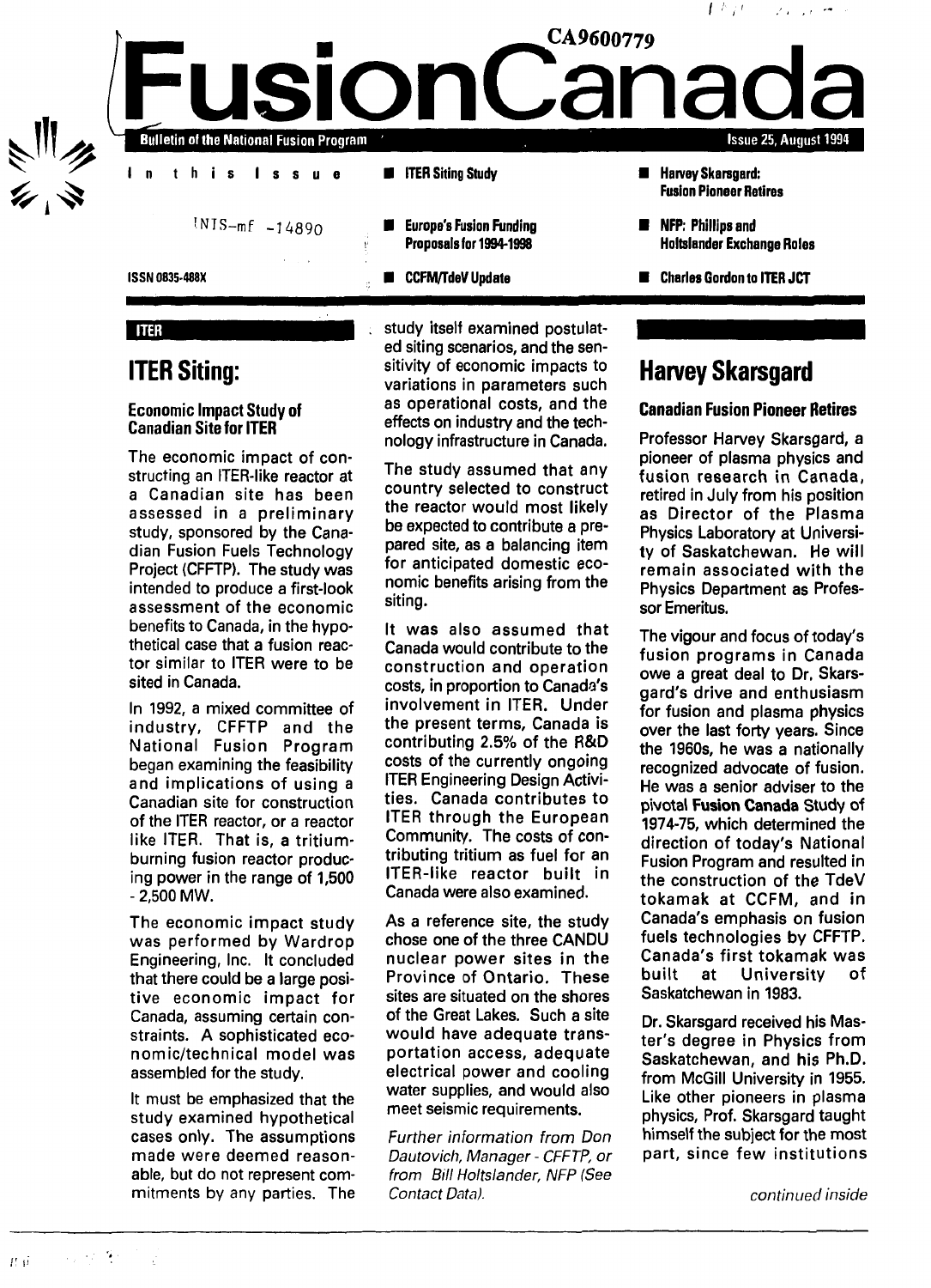CA9600779

# FusionCanada

**Bulletin of the National Fusion Program** — Issue 25, August 1994

INIS-mf -14890

ISSN 0835-488X

In this Issue

- ITER Siting Study
- Europe's Fusion Funding Proposals for 1994-1998
- CCFM/TdeV Update
- Harvey Skarsgard: Fusion Pioneer Retires
- NFP: Phillips and Holtslander Exchange Roles
- Charles Gordon to ITER JCT

ITER

## ITER Siting:

### Economic Impact Study of Canadian Site for ITER

The economic impact of constructing an ITER-like reactor at a Canadian site has been assessed in a preliminary study, sponsored by the Canadian Fusion Fuels Technology Project (CFFTP). The study was intended to produce a first-look assessment of the economic benefits to Canada, in the hypothetical case that a fusion reactor similar to ITER were to be sited in Canada.

In 1992, a mixed committee of industry, CFFTP and the National Fusion Program began examining the feasibility and implications of using a Canadian site for construction of the ITER reactor, or a reactor like ITER. That is, a tritium-burning fusion reactor producing power in the range of 1,500 - 2,500 MW.

The economic impact study was performed by Wardrop Engineering, Inc. It concluded that there could be a large positive economic impact for Canada, assuming certain constraints. A sophisticated economic/technical model was assembled for the study.

It must be emphasized that the study examined hypothetical cases only. The assumptions made were deemed reasonable, but do not represent commitments by any parties. The study itself examined postulated siting scenarios, and the sensitivity of economic impacts to variations in parameters such as operational costs, and the effects on industry and the technology infrastructure in Canada.

The study assumed that any country selected to construct the reactor would most likely be expected to contribute a prepared site, as a balancing item for anticipated domestic economic benefits arising from the siting.

It was also assumed that Canada would contribute to the construction and operation costs, in proportion to Canada's involvement in ITER. Under the present terms, Canada is contributing 2.5% of the R&D costs of the currently ongoing ITER Engineering Design Activities. Canada contributes to ITER through the European Community. The costs of contributing tritium as fuel for an ITER-like reactor built in Canada were also examined.

As a reference site, the study chose one of the three CANDU nuclear power sites in the Province of Ontario. These sites are situated on the shores of the Great Lakes. Such a site would have adequate transportation access, adequate electrical power and cooling water supplies, and would also meet seismic requirements.

*Further information from Don Dautovich, Manager - CFFTP, or from Bill Holtslander, NFP (See Contact Data).*

## Harvey Skarsgard

### Canadian Fusion Pioneer Retires

Professor Harvey Skarsgard, a pioneer of plasma physics and fusion research in Canada, retired in July from his position as Director of the Plasma Physics Laboratory at University of Saskatchewan. He will remain associated with the Physics Department as Professor Emeritus.

The vigour and focus of today's fusion programs in Canada owe a great deal to Dr. Skarsgard's drive and enthusiasm for fusion and plasma physics over the last forty years. Since the 1960s, he was a nationally recognized advocate of fusion. He was a senior adviser to the pivotal **Fusion Canada** Study of 1974-75, which determined the direction of today's National Fusion Program and resulted in the construction of the TdeV tokamak at CCFM, and in Canada's emphasis on fusion fuels technologies by CFFTP. Canada's first tokamak was built at University of Saskatchewan in 1983.

Dr. Skarsgard received his Master's degree in Physics from Saskatchewan, and his Ph.D. from McGill University in 1955. Like other pioneers in plasma physics, Prof. Skarsgard taught himself the subject for the most part, since few institutions

*continued inside*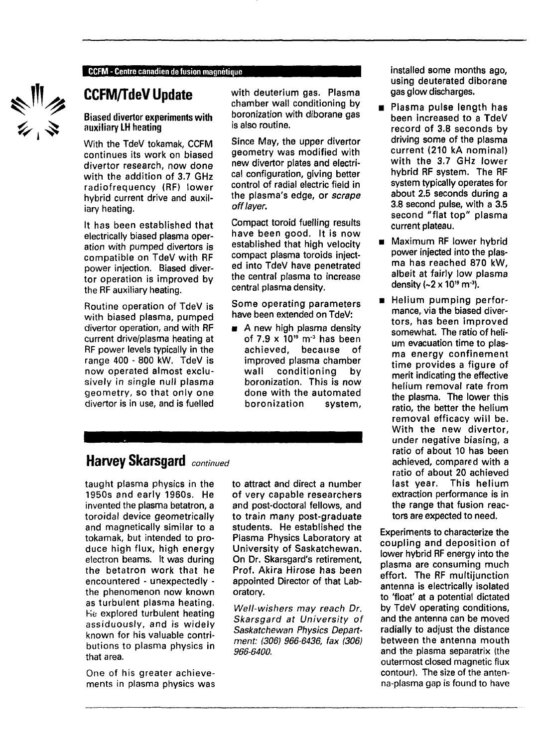CCFM - Centre canadien de fusion magnétique

## CCFM/TdeV Update

### Biased divertor experiments with auxiliary LH heating

With the TdeV tokamak, CCFM continues its work on biased divertor research, now done with the addition of 3.7 GHz radiofrequency (RF) lower hybrid current drive and auxiliary heating.

It has been established that electrically biased plasma operation with pumped divertors is compatible on TdeV with RF power injection. Biased divertor operation is improved by the RF auxiliary heating.

Routine operation of TdeV is with biased plasma, pumped divertor operation, and with RF current drive/plasma heating at RF power levels typically in the range 400 - 800 kW. TdeV is now operated almost exclusively in single null plasma geometry, so that only one divertor is in use, and is fuelled with deuterium gas. Plasma chamber wall conditioning by boronization with diborane gas is also routine.

Since May, the upper divertor geometry was modified with new divertor plates and electrical configuration, giving better control of radial electric field in the plasma's edge, or *scrape off layer*.

Compact toroid fuelling results have been good. It is now established that high velocity compact plasma toroids injected into TdeV have penetrated the central plasma to increase central plasma density.

Some operating parameters have been extended on TdeV:

- A new high plasma density of $7.9 \times 10^{19}$ $m^{-3}$ has been achieved, because of improved plasma chamber wall conditioning by boronization. This is now done with the automated boronization system, installed some months ago, using deuterated diborane gas glow discharges.
- Plasma pulse length has been increased to a TdeV record of 3.8 seconds by driving some of the plasma current (210 kA nominal) with the 3.7 GHz lower hybrid RF system. The RF system typically operates for about 2.5 seconds during a 3.8 second pulse, with a 3.5 second "flat top" plasma current plateau.
- Maximum RF lower hybrid power injected into the plasma has reached 870 kW, albeit at fairly low plasma density ($\sim 2 \times 10^{19}$ $m^{-3}$).
- Helium pumping performance, via the biased divertors, has been improved somewhat. The ratio of helium evacuation time to plasma energy confinement time provides a figure of merit indicating the effective helium removal rate from the plasma. The lower this ratio, the better the helium removal efficacy will be. With the new divertor, under negative biasing, a ratio of about 10 has been achieved, compared with a ratio of about 20 achieved last year. This helium extraction performance is in the range that fusion reactors are expected to need.

Experiments to characterize the coupling and deposition of lower hybrid RF energy into the plasma are consuming much effort. The RF multijunction antenna is electrically isolated to 'float' at a potential dictated by TdeV operating conditions, and the antenna can be moved radially to adjust the distance between the antenna mouth and the plasma separatrix (the outermost closed magnetic flux contour). The size of the antenna-plasma gap is found to have

## Harvey Skarsgard *continued*

taught plasma physics in the 1950s and early 1960s. He invented the plasma betatron, a toroidal device geometrically and magnetically similar to a tokamak, but intended to produce high flux, high energy electron beams. It was during the betatron work that he encountered - unexpectedly - the phenomenon now known as turbulent plasma heating. He explored turbulent heating assiduously, and is widely known for his valuable contributions to plasma physics in that area.

One of his greater achievements in plasma physics was to attract and direct a number of very capable researchers and post-doctoral fellows, and to train many post-graduate students. He established the Plasma Physics Laboratory at University of Saskatchewan. On Dr. Skarsgard's retirement, Prof. Akira Hirose has been appointed Director of that Laboratory.

*Well-wishers may reach Dr. Skarsgard at University of Saskatchewan Physics Department: (306) 966-6436, fax (306) 966-6400.*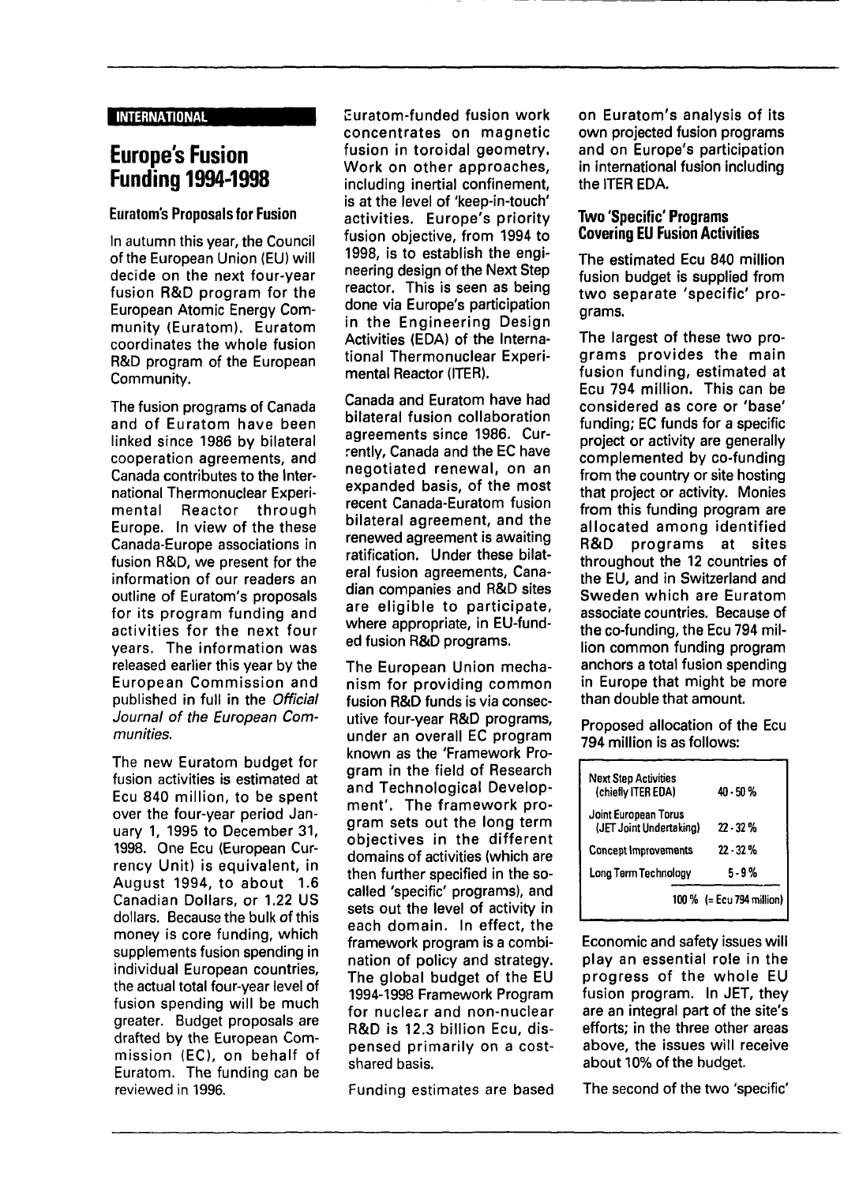**INTERNATIONAL**

# Europe's Fusion Funding 1994-1998

### Euratom's Proposals for Fusion

In autumn this year, the Council of the European Union (EU) will decide on the next four-year fusion R&D program for the European Atomic Energy Community (Euratom). Euratom coordinates the whole fusion R&D program of the European Community.

The fusion programs of Canada and of Euratom have been linked since 1986 by bilateral cooperation agreements, and Canada contributes to the International Thermonuclear Experimental Reactor through Europe. In view of the these Canada-Europe associations in fusion R&D, we present for the information of our readers an outline of Euratom's proposals for its program funding and activities for the next four years. The information was released earlier this year by the European Commission and published in full in the *Official Journal of the European Communities.*

The new Euratom budget for fusion activities is estimated at Ecu 840 million, to be spent over the four-year period January 1, 1995 to December 31, 1998. One Ecu (European Currency Unit) is equivalent, in August 1994, to about 1.6 Canadian Dollars, or 1.22 US dollars. Because the bulk of this money is core funding, which supplements fusion spending in individual European countries, the actual total four-year level of fusion spending will be much greater. Budget proposals are drafted by the European Commission (EC), on behalf of Euratom. The funding can be reviewed in 1996.

Euratom-funded fusion work concentrates on magnetic fusion in toroidal geometry. Work on other approaches, including inertial confinement, is at the level of 'keep-in-touch' activities. Europe's priority fusion objective, from 1994 to 1998, is to establish the engineering design of the Next Step reactor. This is seen as being done via Europe's participation in the Engineering Design Activities (EDA) of the International Thermonuclear Experimental Reactor (ITER).

Canada and Euratom have had bilateral fusion collaboration agreements since 1986. Currently, Canada and the EC have negotiated renewal, on an expanded basis, of the most recent Canada-Euratom fusion bilateral agreement, and the renewed agreement is awaiting ratification. Under these bilateral fusion agreements, Canadian companies and R&D sites are eligible to participate, where appropriate, in EU-funded fusion R&D programs.

The European Union mechanism for providing common fusion R&D funds is via consecutive four-year R&D programs, under an overall EC program known as the 'Framework Program in the field of Research and Technological Development'. The framework program sets out the long term objectives in the different domains of activities (which are then further specified in the so-called 'specific' programs), and sets out the level of activity in each domain. In effect, the framework program is a combination of policy and strategy. The global budget of the EU 1994-1998 Framework Program for nuclear and non-nuclear R&D is 12.3 billion Ecu, dispensed primarily on a cost-shared basis.

Funding estimates are based on Euratom's analysis of its own projected fusion programs and on Europe's participation in international fusion including the ITER EDA.

### Two 'Specific' Programs Covering EU Fusion Activities

The estimated Ecu 840 million fusion budget is supplied from two separate 'specific' programs.

The largest of these two programs provides the main fusion funding, estimated at Ecu 794 million. This can be considered as core or 'base' funding; EC funds for a specific project or activity are generally complemented by co-funding from the country or site hosting that project or activity. Monies from this funding program are allocated among identified R&D programs at sites throughout the 12 countries of the EU, and in Switzerland and Sweden which are Euratom associate countries. Because of the co-funding, the Ecu 794 million common funding program anchors a total fusion spending in Europe that might be more than double that amount.

Proposed allocation of the Ecu 794 million is as follows:

| Activity | Share |
|---|---|
| Next Step Activities (chiefly ITER EDA) | 40 - 50 % |
| Joint European Torus (JET Joint Undertaking) | 22 - 32 % |
| Concept Improvements | 22 - 32 % |
| Long Term Technology | 5 - 9 % |
| | 100 % (= Ecu 794 million) |

Economic and safety issues will play an essential role in the progress of the whole EU fusion program. In JET, they are an integral part of the site's efforts; in the three other areas above, the issues will receive about 10% of the budget.

The second of the two 'specific'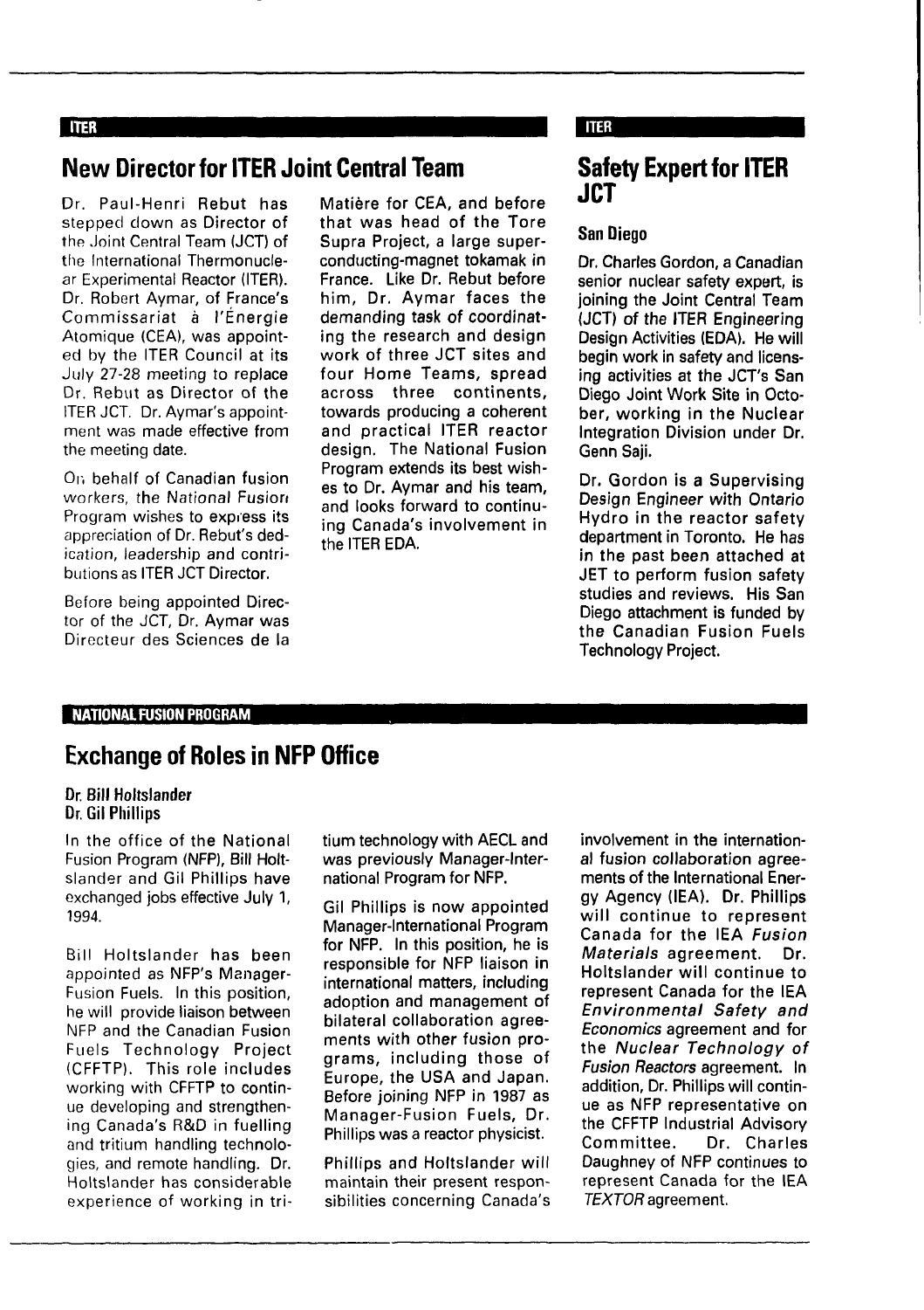ITER

## New Director for ITER Joint Central Team

Dr. Paul-Henri Rebut has stepped down as Director of the Joint Central Team (JCT) of the International Thermonuclear Experimental Reactor (ITER). Dr. Robert Aymar, of France's Commissariat à l'Énergie Atomique (CEA), was appointed by the ITER Council at its July 27-28 meeting to replace Dr. Rebut as Director of the ITER JCT. Dr. Aymar's appointment was made effective from the meeting date.

On behalf of Canadian fusion workers, the National Fusion Program wishes to express its appreciation of Dr. Rebut's dedication, leadership and contributions as ITER JCT Director.

Before being appointed Director of the JCT, Dr. Aymar was Directeur des Sciences de la Matière for CEA, and before that was head of the Tore Supra Project, a large superconducting-magnet tokamak in France. Like Dr. Rebut before him, Dr. Aymar faces the demanding task of coordinating the research and design work of three JCT sites and four Home Teams, spread across three continents, towards producing a coherent and practical ITER reactor design. The National Fusion Program extends its best wishes to Dr. Aymar and his team, and looks forward to continuing Canada's involvement in the ITER EDA.

ITER

## Safety Expert for ITER JCT

### San Diego

Dr. Charles Gordon, a Canadian senior nuclear safety expert, is joining the Joint Central Team (JCT) of the ITER Engineering Design Activities (EDA). He will begin work in safety and licensing activities at the JCT's San Diego Joint Work Site in October, working in the Nuclear Integration Division under Dr. Genn Saji.

Dr. Gordon is a Supervising Design Engineer with Ontario Hydro in the reactor safety department in Toronto. He has in the past been attached at JET to perform fusion safety studies and reviews. His San Diego attachment is funded by the Canadian Fusion Fuels Technology Project.

NATIONAL FUSION PROGRAM

## Exchange of Roles in NFP Office

**Dr. Bill Holtslander**
**Dr. Gil Phillips**

In the office of the National Fusion Program (NFP), Bill Holtslander and Gil Phillips have exchanged jobs effective July 1, 1994.

Bill Holtslander has been appointed as NFP's Manager-Fusion Fuels. In this position, he will provide liaison between NFP and the Canadian Fusion Fuels Technology Project (CFFTP). This role includes working with CFFTP to continue developing and strengthening Canada's R&D in fuelling and tritium handling technologies, and remote handling. Dr. Holtslander has considerable experience of working in tritium technology with AECL and was previously Manager-International Program for NFP.

Gil Phillips is now appointed Manager-International Program for NFP. In this position, he is responsible for NFP liaison in international matters, including adoption and management of bilateral collaboration agreements with other fusion programs, including those of Europe, the USA and Japan. Before joining NFP in 1987 as Manager-Fusion Fuels, Dr. Phillips was a reactor physicist.

Phillips and Holtslander will maintain their present responsibilities concerning Canada's involvement in the international fusion collaboration agreements of the International Energy Agency (IEA). Dr. Phillips will continue to represent Canada for the IEA *Fusion Materials* agreement. Dr. Holtslander will continue to represent Canada for the IEA *Environmental Safety and Economics* agreement and for the *Nuclear Technology of Fusion Reactors* agreement. In addition, Dr. Phillips will continue as NFP representative on the CFFTP Industrial Advisory Committee. Dr. Charles Daughney of NFP continues to represent Canada for the IEA *TEXTOR* agreement.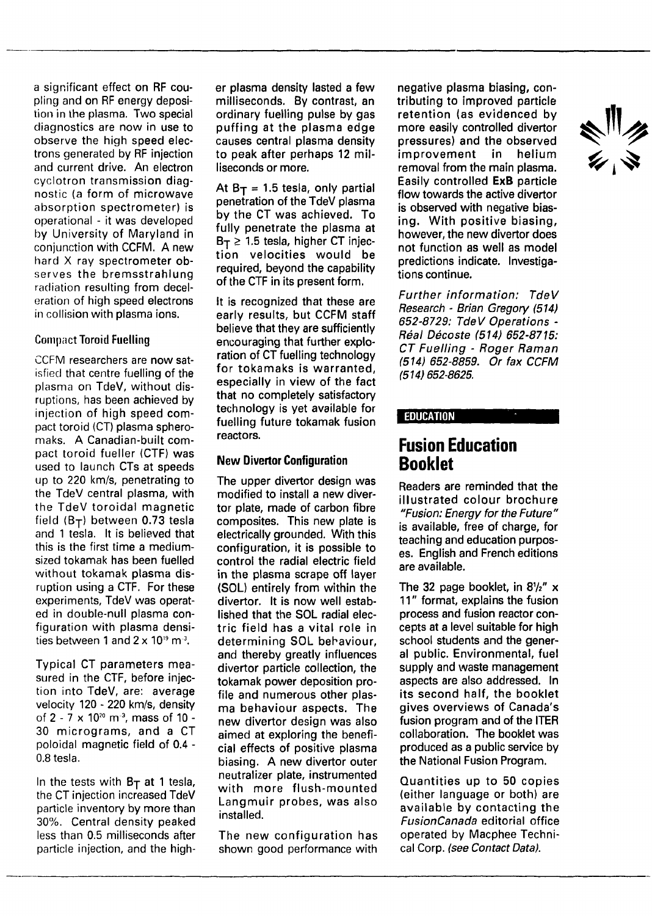a significant effect on RF coupling and on RF energy deposition in the plasma. Two special diagnostics are now in use to observe the high speed electrons generated by RF injection and current drive. An electron cyclotron transmission diagnostic (a form of microwave absorption spectrometer) is operational - it was developed by University of Maryland in conjunction with CCFM. A new hard X ray spectrometer observes the bremsstrahlung radiation resulting from deceleration of high speed electrons in collision with plasma ions.

### Compact Toroid Fuelling

CCFM researchers are now satisfied that centre fuelling of the plasma on TdeV, without disruptions, has been achieved by injection of high speed compact toroid (CT) plasma spheromaks. A Canadian-built compact toroid fueller (CTF) was used to launch CTs at speeds up to 220 km/s, penetrating to the TdeV central plasma, with the TdeV toroidal magnetic field ($B_T$) between 0.73 tesla and 1 tesla. It is believed that this is the first time a medium-sized tokamak has been fuelled without tokamak plasma disruption using a CTF. For these experiments, TdeV was operated in double-null plasma configuration with plasma densities between 1 and $2 \times 10^{19}$ $m^{-3}$.

Typical CT parameters measured in the CTF, before injection into TdeV, are: average velocity 120 - 220 km/s, density of 2 - $7 \times 10^{20}$ $m^{-3}$, mass of 10 - 30 micrograms, and a CT poloidal magnetic field of 0.4 - 0.8 tesla.

In the tests with $B_T$ at 1 tesla, the CT injection increased TdeV particle inventory by more than 30%. Central density peaked less than 0.5 milliseconds after particle injection, and the higher plasma density lasted a few milliseconds. By contrast, an ordinary fuelling pulse by gas puffing at the plasma edge causes central plasma density to peak after perhaps 12 milliseconds or more.

At $B_T$ = 1.5 tesla, only partial penetration of the TdeV plasma by the CT was achieved. To fully penetrate the plasma at $B_T \geq 1.5$ tesla, higher CT injection velocities would be required, beyond the capability of the CTF in its present form.

It is recognized that these are early results, but CCFM staff believe that they are sufficiently encouraging that further exploration of CT fuelling technology for tokamaks is warranted, especially in view of the fact that no completely satisfactory technology is yet available for fuelling future tokamak fusion reactors.

### New Divertor Configuration

The upper divertor design was modified to install a new divertor plate, made of carbon fibre composites. This new plate is electrically grounded. With this configuration, it is possible to control the radial electric field in the plasma scrape off layer (SOL) entirely from within the divertor. It is now well established that the SOL radial electric field has a vital role in determining SOL behaviour, and thereby greatly influences divertor particle collection, the tokamak power deposition profile and numerous other plasma behaviour aspects. The new divertor design was also aimed at exploring the beneficial effects of positive plasma biasing. A new divertor outer neutralizer plate, instrumented with more flush-mounted Langmuir probes, was also installed.

The new configuration has shown good performance with negative plasma biasing, contributing to improved particle retention (as evidenced by more easily controlled divertor pressures) and the observed improvement in helium removal from the main plasma. Easily controlled **ExB** particle flow towards the active divertor is observed with negative biasing. With positive biasing, however, the new divertor does not function as well as model predictions indicate. Investigations continue.

*Further information: TdeV Research - Brian Gregory (514) 652-8729: TdeV Operations - Réal Décoste (514) 652-8715: CT Fuelling - Roger Raman (514) 652-8859. Or fax CCFM (514) 652-8625.*

**EDUCATION**

## Fusion Education Booklet

Readers are reminded that the illustrated colour brochure *"Fusion: Energy for the Future"* is available, free of charge, for teaching and education purposes. English and French editions are available.

The 32 page booklet, in 8½" x 11" format, explains the fusion process and fusion reactor concepts at a level suitable for high school students and the general public. Environmental, fuel supply and waste management aspects are also addressed. In its second half, the booklet gives overviews of Canada's fusion program and of the ITER collaboration. The booklet was produced as a public service by the National Fusion Program.

Quantities up to 50 copies (either language or both) are available by contacting the *FusionCanada* editorial office operated by Macphee Technical Corp. *(see Contact Data).*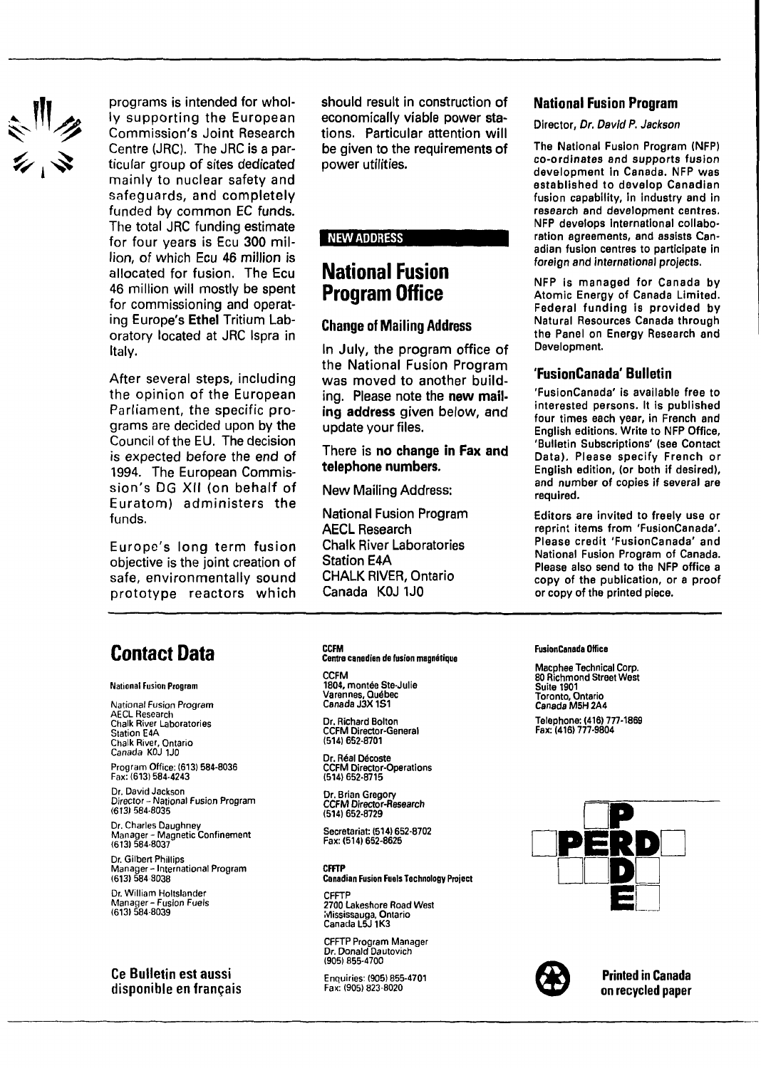programs is intended for wholly supporting the European Commission's Joint Research Centre (JRC). The JRC is a particular group of sites dedicated mainly to nuclear safety and safeguards, and completely funded by common EC funds. The total JRC funding estimate for four years is Ecu 300 million, of which Ecu 46 million is allocated for fusion. The Ecu 46 million will mostly be spent for commissioning and operating Europe's **Ethel** Tritium Laboratory located at JRC Ispra in Italy.

After several steps, including the opinion of the European Parliament, the specific programs are decided upon by the Council of the EU. The decision is expected before the end of 1994. The European Commission's DG XII (on behalf of Euratom) administers the funds.

Europe's long term fusion objective is the joint creation of safe, environmentally sound prototype reactors which should result in construction of economically viable power stations. Particular attention will be given to the requirements of power utilities.

**NEW ADDRESS**

## National Fusion Program Office

### Change of Mailing Address

In July, the program office of the National Fusion Program was moved to another building. Please note the **new mailing address** given below, and update your files.

There is **no change in Fax and telephone numbers.**

New Mailing Address:

National Fusion Program
AECL Research
Chalk River Laboratories
Station E4A
CHALK RIVER, Ontario
Canada K0J 1J0

### National Fusion Program

Director, *Dr. David P. Jackson*

The National Fusion Program (NFP) co-ordinates and supports fusion development in Canada. NFP was established to develop Canadian fusion capability, in industry and in research and development centres. NFP develops international collaboration agreements, and assists Canadian fusion centres to participate in foreign and international projects.

NFP is managed for Canada by Atomic Energy of Canada Limited. Federal funding is provided by Natural Resources Canada through the Panel on Energy Research and Development.

### 'FusionCanada' Bulletin

'FusionCanada' is available free to interested persons. It is published four times each year, in French and English editions. Write to NFP Office, 'Bulletin Subscriptions' (see Contact Data). Please specify French or English edition, (or both if desired), and number of copies if several are required.

Editors are invited to freely use or reprint items from 'FusionCanada'. Please credit 'FusionCanada' and National Fusion Program of Canada. Please also send to the NFP office a copy of the publication, or a proof or copy of the printed piece.

## Contact Data

**National Fusion Program**

National Fusion Program
AECL Research
Chalk River Laboratories
Station E4A
Chalk River, Ontario
Canada K0J 1J0

Program Office: (613) 584-8036
Fax: (613) 584-4243

Dr. David Jackson
Director – National Fusion Program
(613) 584-8035

Dr. Charles Daughney
Manager – Magnetic Confinement
(613) 584-8037

Dr. Gilbert Phillips
Manager – International Program
(613) 584 8038

Dr. William Holtslander
Manager – Fusion Fuels
(613) 584-8039

**CCFM**
**Centre canadien de fusion magnétique**

CCFM
1804, montée Ste-Julie
Varennes, Québec
Canada J3X 1S1

Dr. Richard Bolton
CCFM Director-General
(514) 652-8701

Dr. Réal Décoste
CCFM Director-Operations
(514) 652-8715

Dr. Brian Gregory
CCFM Director-Research
(514) 652-8729

Secretariat: (514) 652-8702
Fax: (514) 652-8625

**CFFTP**
**Canadian Fusion Fuels Technology Project**

CFFTP
2700 Lakeshore Road West
Mississauga, Ontario
Canada L5J 1K3

CFFTP Program Manager
Dr. Donald Dautovich
(905) 855-4700

Enquiries: (905) 855-4701
Fax: (905) 823-8020

**FusionCanada Office**

Macphee Technical Corp.
80 Richmond Street West
Suite 1901
Toronto, Ontario
Canada M5H 2A4

Telephone: (416) 777-1869
Fax: (416) 777-9804

PERD

**Ce Bulletin est aussi disponible en français**

**Printed in Canada on recycled paper**